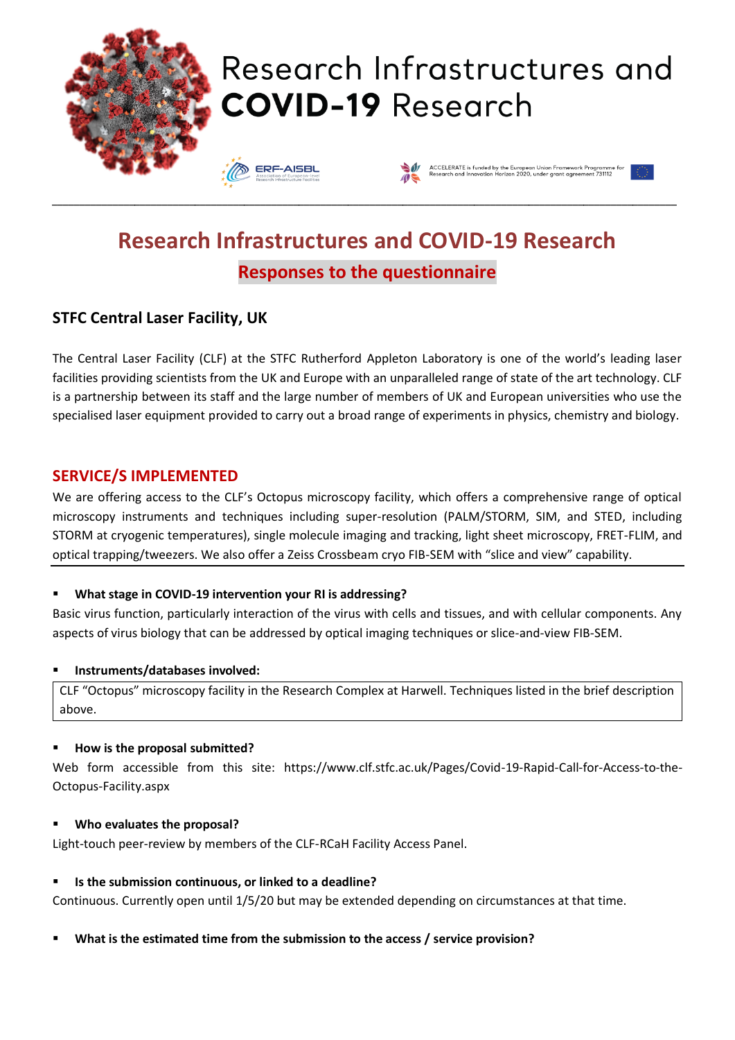# Research Infrastructures and COVID-19 Research

ERF-AISBL Association of European-level Research Infrastructure Facilities

ACCELERATE is funded by the European Union Framework Programme for Research and Innovation Horizon 2020, under grant agreement 731112

## Research Infrastructures and COVID-19 Research

### Responses to the questionnaire

### STFC Central Laser Facility, UK

The Central Laser Facility (CLF) at the STFC Rutherford Appleton Laboratory is one of the world's leading laser facilities providing scientists from the UK and Europe with an unparalleled range of state of the art technology. CLF is a partnership between its staff and the large number of members of UK and European universities who use the specialised laser equipment provided to carry out a broad range of experiments in physics, chemistry and biology.

### SERVICE/S IMPLEMENTED

We are offering access to the CLF's Octopus microscopy facility, which offers a comprehensive range of optical microscopy instruments and techniques including super-resolution (PALM/STORM, SIM, and STED, including STORM at cryogenic temperatures), single molecule imaging and tracking, light sheet microscopy, FRET-FLIM, and optical trapping/tweezers. We also offer a Zeiss Crossbeam cryo FIB-SEM with "slice and view" capability.

- **What stage in COVID-19 intervention your RI is addressing?**

Basic virus function, particularly interaction of the virus with cells and tissues, and with cellular components. Any aspects of virus biology that can be addressed by optical imaging techniques or slice-and-view FIB-SEM.

- **Instruments/databases involved:**

CLF "Octopus" microscopy facility in the Research Complex at Harwell. Techniques listed in the brief description above.

- **How is the proposal submitted?**

Web form accessible from this site: https://www.clf.stfc.ac.uk/Pages/Covid-19-Rapid-Call-for-Access-to-the-Octopus-Facility.aspx

- **Who evaluates the proposal?**

Light-touch peer-review by members of the CLF-RCaH Facility Access Panel.

- **Is the submission continuous, or linked to a deadline?**

Continuous. Currently open until 1/5/20 but may be extended depending on circumstances at that time.

- **What is the estimated time from the submission to the access / service provision?**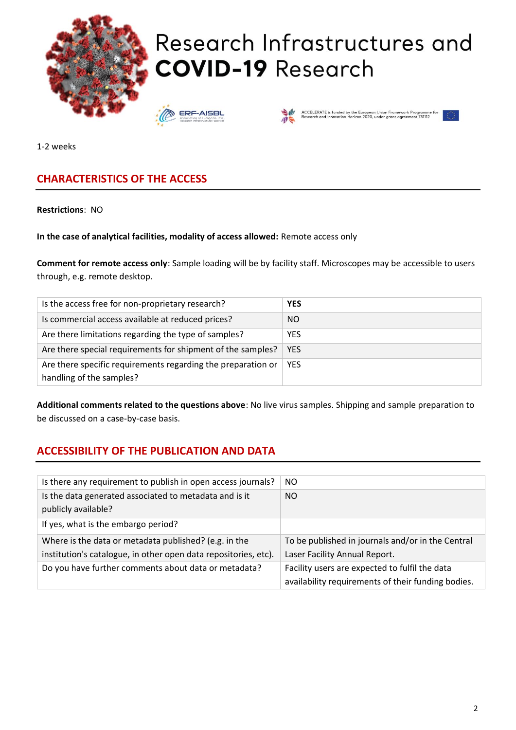1-2 weeks

## CHARACTERISTICS OF THE ACCESS

**Restrictions**: NO

**In the case of analytical facilities, modality of access allowed:** Remote access only

**Comment for remote access only**: Sample loading will be by facility staff. Microscopes may be accessible to users through, e.g. remote desktop.

| | |
|---|---|
| Is the access free for non-proprietary research? | **YES** |
| Is commercial access available at reduced prices? | NO |
| Are there limitations regarding the type of samples? | YES |
| Are there special requirements for shipment of the samples? | YES |
| Are there specific requirements regarding the preparation or handling of the samples? | YES |

**Additional comments related to the questions above**: No live virus samples. Shipping and sample preparation to be discussed on a case-by-case basis.

## ACCESSIBILITY OF THE PUBLICATION AND DATA

| | |
|---|---|
| Is there any requirement to publish in open access journals? | NO |
| Is the data generated associated to metadata and is it publicly available? | NO |
| If yes, what is the embargo period? | |
| Where is the data or metadata published? (e.g. in the institution's catalogue, in other open data repositories, etc). | To be published in journals and/or in the Central Laser Facility Annual Report. |
| Do you have further comments about data or metadata? | Facility users are expected to fulfil the data availability requirements of their funding bodies. |